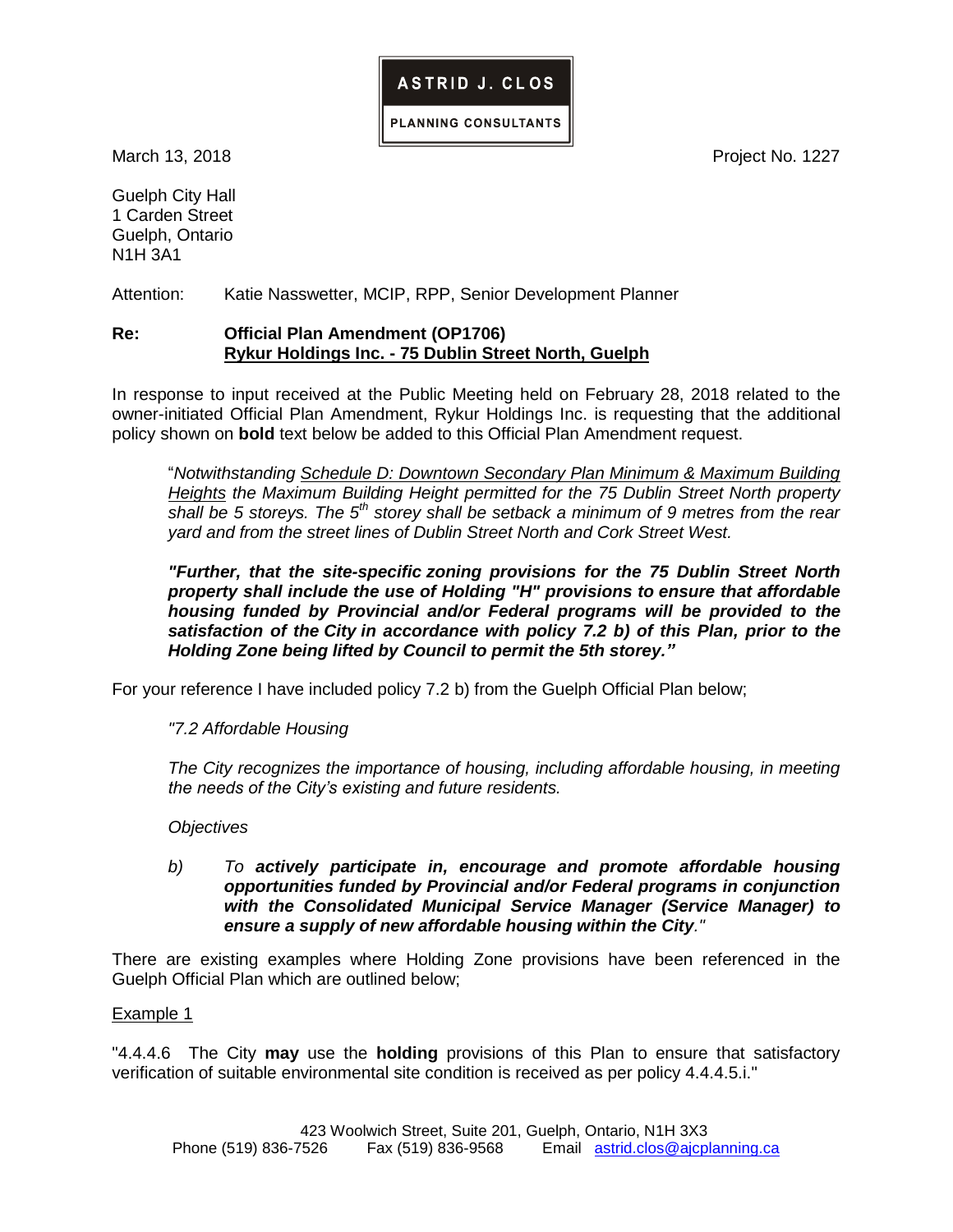**ASTRID J. CLOS**

**PLANNING CONSULTANTS**

March 13, 2018 Project No. 1227

Guelph City Hall
1 Carden Street
Guelph, Ontario
N1H 3A1

Attention: Katie Nasswetter, MCIP, RPP, Senior Development Planner

**Re: Official Plan Amendment (OP1706)**
**Rykur Holdings Inc. - 75 Dublin Street North, Guelph**

In response to input received at the Public Meeting held on February 28, 2018 related to the owner-initiated Official Plan Amendment, Rykur Holdings Inc. is requesting that the additional policy shown on **bold** text below be added to this Official Plan Amendment request.

> "*Notwithstanding Schedule D: Downtown Secondary Plan Minimum & Maximum Building Heights the Maximum Building Height permitted for the 75 Dublin Street North property shall be 5 storeys. The 5th storey shall be setback a minimum of 9 metres from the rear yard and from the street lines of Dublin Street North and Cork Street West.*
>
> ***"Further, that the site-specific zoning provisions for the 75 Dublin Street North property shall include the use of Holding "H" provisions to ensure that affordable housing funded by Provincial and/or Federal programs will be provided to the satisfaction of the City in accordance with policy 7.2 b) of this Plan, prior to the Holding Zone being lifted by Council to permit the 5th storey."***

For your reference I have included policy 7.2 b) from the Guelph Official Plan below;

> *"7.2 Affordable Housing*
>
> *The City recognizes the importance of housing, including affordable housing, in meeting the needs of the City's existing and future residents.*
>
> *Objectives*
>
> *b) To* ***actively participate in, encourage and promote affordable housing opportunities funded by Provincial and/or Federal programs in conjunction with the Consolidated Municipal Service Manager (Service Manager) to ensure a supply of new affordable housing within the City****."*

There are existing examples where Holding Zone provisions have been referenced in the Guelph Official Plan which are outlined below;

Example 1

"4.4.4.6 The City **may** use the **holding** provisions of this Plan to ensure that satisfactory verification of suitable environmental site condition is received as per policy 4.4.4.5.i."

423 Woolwich Street, Suite 201, Guelph, Ontario, N1H 3X3
Phone (519) 836-7526 Fax (519) 836-9568 Email astrid.clos@ajcplanning.ca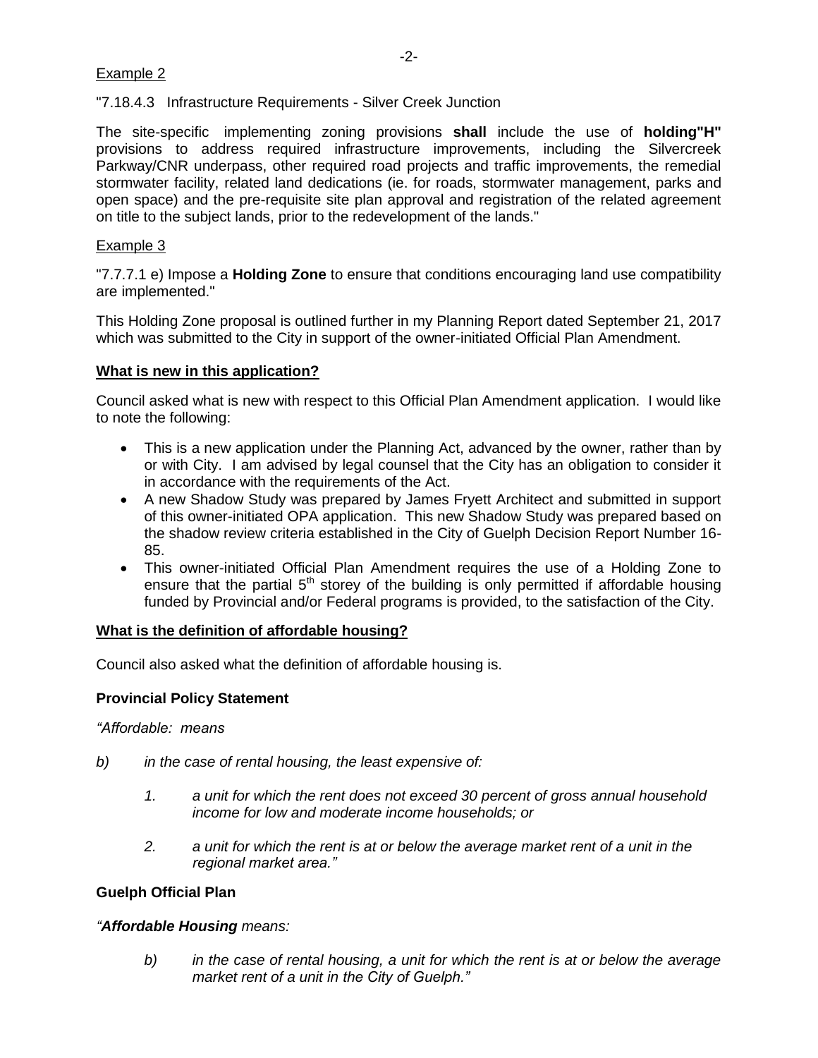Example 2

"7.18.4.3 Infrastructure Requirements - Silver Creek Junction

The site-specific implementing zoning provisions **shall** include the use of **holding"H"** provisions to address required infrastructure improvements, including the Silvercreek Parkway/CNR underpass, other required road projects and traffic improvements, the remedial stormwater facility, related land dedications (ie. for roads, stormwater management, parks and open space) and the pre-requisite site plan approval and registration of the related agreement on title to the subject lands, prior to the redevelopment of the lands."

Example 3

"7.7.7.1 e) Impose a **Holding Zone** to ensure that conditions encouraging land use compatibility are implemented."

This Holding Zone proposal is outlined further in my Planning Report dated September 21, 2017 which was submitted to the City in support of the owner-initiated Official Plan Amendment.

**What is new in this application?**

Council asked what is new with respect to this Official Plan Amendment application. I would like to note the following:

- This is a new application under the Planning Act, advanced by the owner, rather than by or with City. I am advised by legal counsel that the City has an obligation to consider it in accordance with the requirements of the Act.
- A new Shadow Study was prepared by James Fryett Architect and submitted in support of this owner-initiated OPA application. This new Shadow Study was prepared based on the shadow review criteria established in the City of Guelph Decision Report Number 16-85.
- This owner-initiated Official Plan Amendment requires the use of a Holding Zone to ensure that the partial 5th storey of the building is only permitted if affordable housing funded by Provincial and/or Federal programs is provided, to the satisfaction of the City.

**What is the definition of affordable housing?**

Council also asked what the definition of affordable housing is.

**Provincial Policy Statement**

*"Affordable: means*

*b) in the case of rental housing, the least expensive of:*

*1. a unit for which the rent does not exceed 30 percent of gross annual household income for low and moderate income households; or*

*2. a unit for which the rent is at or below the average market rent of a unit in the regional market area."*

**Guelph Official Plan**

*"**Affordable Housing** means:*

*b) in the case of rental housing, a unit for which the rent is at or below the average market rent of a unit in the City of Guelph."*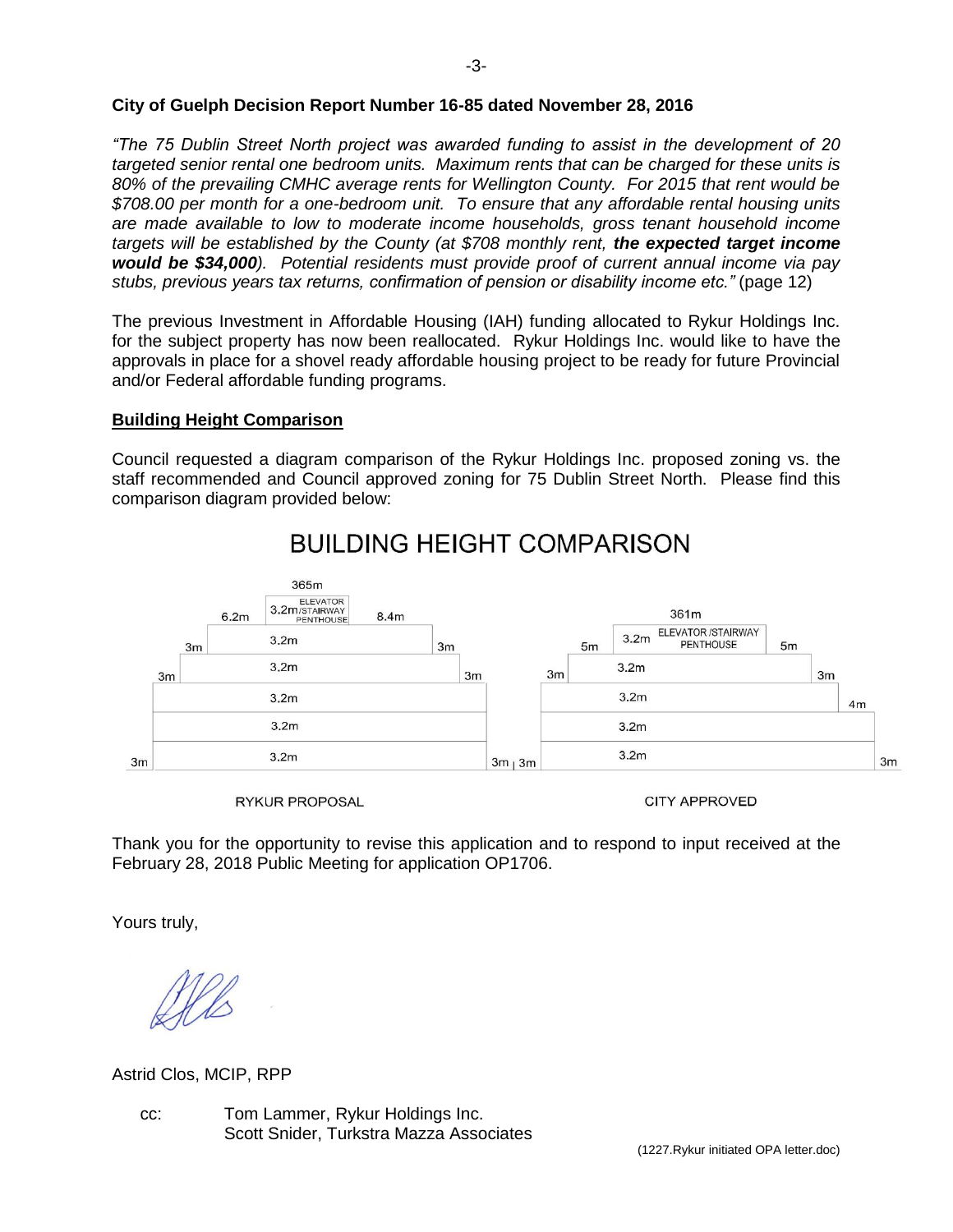**City of Guelph Decision Report Number 16-85 dated November 28, 2016**

*"The 75 Dublin Street North project was awarded funding to assist in the development of 20 targeted senior rental one bedroom units. Maximum rents that can be charged for these units is 80% of the prevailing CMHC average rents for Wellington County. For 2015 that rent would be $708.00 per month for a one-bedroom unit. To ensure that any affordable rental housing units are made available to low to moderate income households, gross tenant household income targets will be established by the County (at $708 monthly rent,* ***the expected target income would be $34,000****). Potential residents must provide proof of current annual income via pay stubs, previous years tax returns, confirmation of pension or disability income etc."* (page 12)

The previous Investment in Affordable Housing (IAH) funding allocated to Rykur Holdings Inc. for the subject property has now been reallocated. Rykur Holdings Inc. would like to have the approvals in place for a shovel ready affordable housing project to be ready for future Provincial and/or Federal affordable funding programs.

**Building Height Comparison**

Council requested a diagram comparison of the Rykur Holdings Inc. proposed zoning vs. the staff recommended and Council approved zoning for 75 Dublin Street North. Please find this comparison diagram provided below:

BUILDING HEIGHT COMPARISON

RYKUR PROPOSAL

365m

ELEVATOR /STAIRWAY PENTHOUSE 3.2m

6.2m 8.4m

3m 3.2m 3m

3m 3.2m 3m

3.2m

3.2m

3m 3.2m 3m

CITY APPROVED

361m

ELEVATOR /STAIRWAY PENTHOUSE 3.2m

5m 5m

3m 3.2m 3m

3.2m 4m

3.2m

3m 3.2m 3m

Thank you for the opportunity to revise this application and to respond to input received at the February 28, 2018 Public Meeting for application OP1706.

Yours truly,

Astrid Clos, MCIP, RPP

cc: Tom Lammer, Rykur Holdings Inc.
Scott Snider, Turkstra Mazza Associates

(1227.Rykur initiated OPA letter.doc)